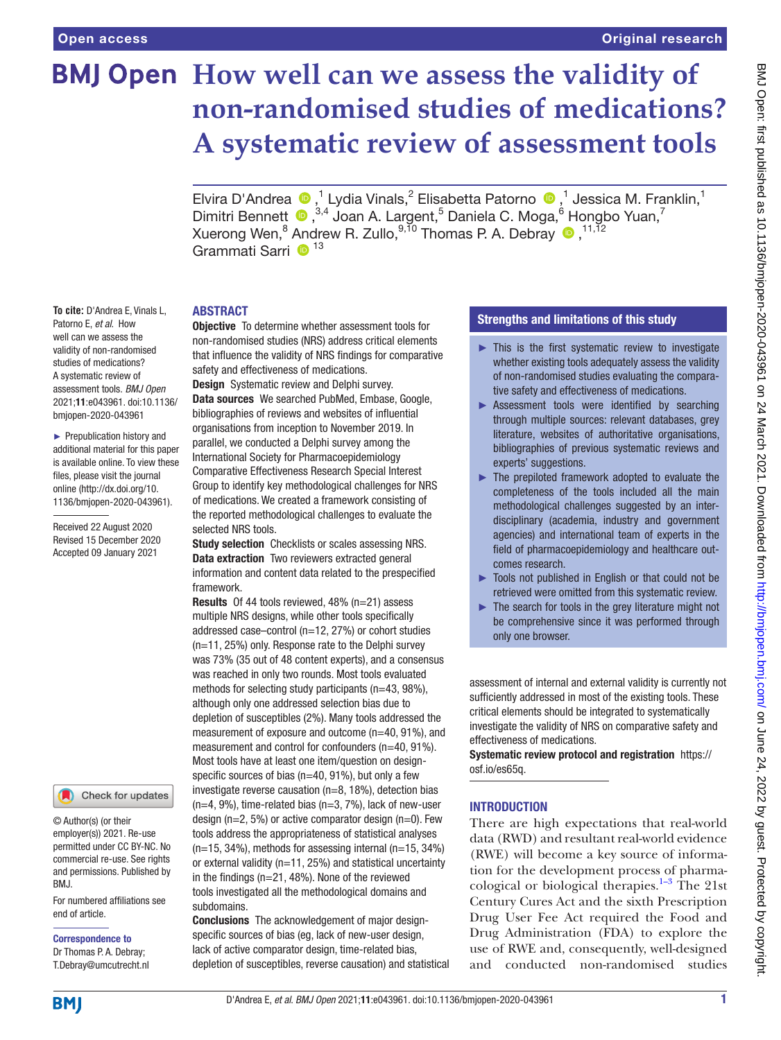Open access

Original research

# How well can we assess the validity of non-randomised studies of medications? A systematic review of assessment tools

Elvira D'Andrea,[1] Lydia Vinals,[2] Elisabetta Patorno,[1] Jessica M. Franklin,[1] Dimitri Bennett,[3,4] Joan A. Largent,[5] Daniela C. Moga,[6] Hongbo Yuan,[7] Xuerong Wen,[8] Andrew R. Zullo,[9,10] Thomas P. A. Debray,[11,12] Grammati Sarri[13]

**To cite:** D'Andrea E, Vinals L, Patorno E, *et al*. How well can we assess the validity of non-randomised studies of medications? A systematic review of assessment tools. *BMJ Open* 2021;**11**:e043961. doi:10.1136/bmjopen-2020-043961

► Prepublication history and additional material for this paper is available online. To view these files, please visit the journal online (http://dx.doi.org/10.1136/bmjopen-2020-043961).

Received 22 August 2020
Revised 15 December 2020
Accepted 09 January 2021

© Author(s) (or their employer(s)) 2021. Re-use permitted under CC BY-NC. No commercial re-use. See rights and permissions. Published by BMJ.

For numbered affiliations see end of article.

**Correspondence to**
Dr Thomas P. A. Debray;
T.Debray@umcutrecht.nl

## ABSTRACT

**Objective** To determine whether assessment tools for non-randomised studies (NRS) address critical elements that influence the validity of NRS findings for comparative safety and effectiveness of medications.

**Design** Systematic review and Delphi survey.

**Data sources** We searched PubMed, Embase, Google, bibliographies of reviews and websites of influential organisations from inception to November 2019. In parallel, we conducted a Delphi survey among the International Society for Pharmacoepidemiology Comparative Effectiveness Research Special Interest Group to identify key methodological challenges for NRS of medications. We created a framework consisting of the reported methodological challenges to evaluate the selected NRS tools.

**Study selection** Checklists or scales assessing NRS.

**Data extraction** Two reviewers extracted general information and content data related to the prespecified framework.

**Results** Of 44 tools reviewed, 48% (n=21) assess multiple NRS designs, while other tools specifically addressed case–control (n=12, 27%) or cohort studies (n=11, 25%) only. Response rate to the Delphi survey was 73% (35 out of 48 content experts), and a consensus was reached in only two rounds. Most tools evaluated methods for selecting study participants (n=43, 98%), although only one addressed selection bias due to depletion of susceptibles (2%). Many tools addressed the measurement of exposure and outcome (n=40, 91%), and measurement and control for confounders (n=40, 91%). Most tools have at least one item/question on design-specific sources of bias (n=40, 91%), but only a few investigate reverse causation (n=8, 18%), detection bias (n=4, 9%), time-related bias (n=3, 7%), lack of new-user design (n=2, 5%) or active comparator design (n=0). Few tools address the appropriateness of statistical analyses (n=15, 34%), methods for assessing internal (n=15, 34%) or external validity (n=11, 25%) and statistical uncertainty in the findings (n=21, 48%). None of the reviewed tools investigated all the methodological domains and subdomains.

**Conclusions** The acknowledgement of major design-specific sources of bias (eg, lack of new-user design, lack of active comparator design, time-related bias, depletion of susceptibles, reverse causation) and statistical assessment of internal and external validity is currently not sufficiently addressed in most of the existing tools. These critical elements should be integrated to systematically investigate the validity of NRS on comparative safety and effectiveness of medications.

**Systematic review protocol and registration** https://osf.io/es65q.

### Strengths and limitations of this study

- ► This is the first systematic review to investigate whether existing tools adequately assess the validity of non-randomised studies evaluating the comparative safety and effectiveness of medications.
- ► Assessment tools were identified by searching through multiple sources: relevant databases, grey literature, websites of authoritative organisations, bibliographies of previous systematic reviews and experts' suggestions.
- ► The prepiloted framework adopted to evaluate the completeness of the tools included all the main methodological challenges suggested by an interdisciplinary (academia, industry and government agencies) and international team of experts in the field of pharmacoepidemiology and healthcare outcomes research.
- ► Tools not published in English or that could not be retrieved were omitted from this systematic review.
- ► The search for tools in the grey literature might not be comprehensive since it was performed through only one browser.

## INTRODUCTION

There are high expectations that real-world data (RWD) and resultant real-world evidence (RWE) will become a key source of information for the development process of pharmacological or biological therapies.[1–3] The 21st Century Cures Act and the sixth Prescription Drug User Fee Act required the Food and Drug Administration (FDA) to explore the use of RWE and, consequently, well-designed and conducted non-randomised studies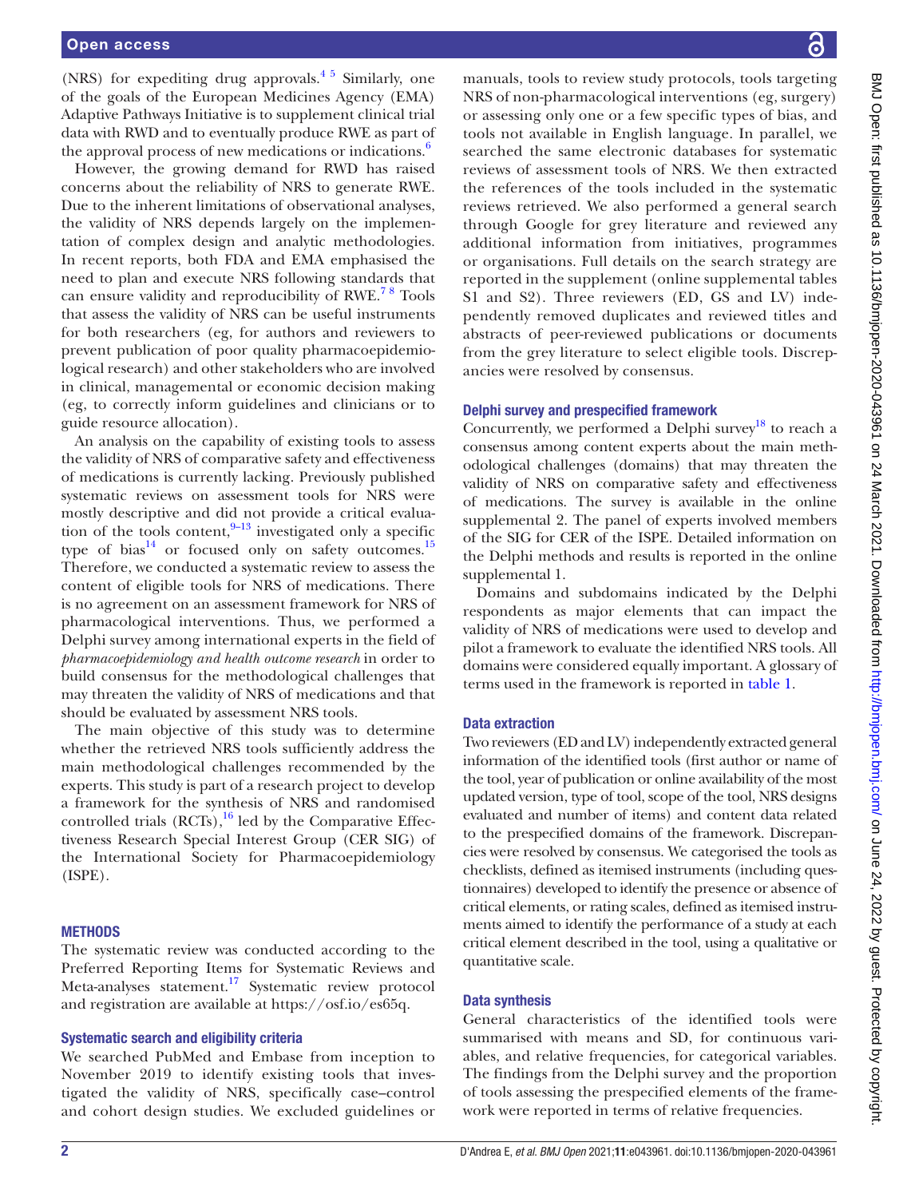(NRS) for expediting drug approvals.[4 5] Similarly, one of the goals of the European Medicines Agency (EMA) Adaptive Pathways Initiative is to supplement clinical trial data with RWD and to eventually produce RWE as part of the approval process of new medications or indications.[6]

However, the growing demand for RWD has raised concerns about the reliability of NRS to generate RWE. Due to the inherent limitations of observational analyses, the validity of NRS depends largely on the implementation of complex design and analytic methodologies. In recent reports, both FDA and EMA emphasised the need to plan and execute NRS following standards that can ensure validity and reproducibility of RWE.[7 8] Tools that assess the validity of NRS can be useful instruments for both researchers (eg, for authors and reviewers to prevent publication of poor quality pharmacoepidemiological research) and other stakeholders who are involved in clinical, managerial or economic decision making (eg, to correctly inform guidelines and clinicians or to guide resource allocation).

An analysis on the capability of existing tools to assess the validity of NRS of comparative safety and effectiveness of medications is currently lacking. Previously published systematic reviews on assessment tools for NRS were mostly descriptive and did not provide a critical evaluation of the tools content,[9–13] investigated only a specific type of bias[14] or focused only on safety outcomes.[15] Therefore, we conducted a systematic review to assess the content of eligible tools for NRS of medications. There is no agreement on an assessment framework for NRS of pharmacological interventions. Thus, we performed a Delphi survey among international experts in the field of *pharmacoepidemiology and health outcome research* in order to build consensus for the methodological challenges that may threaten the validity of NRS of medications and that should be evaluated by assessment NRS tools.

The main objective of this study was to determine whether the retrieved NRS tools sufficiently address the main methodological challenges recommended by the experts. This study is part of a research project to develop a framework for the synthesis of NRS and randomised controlled trials (RCTs),[16] led by the Comparative Effectiveness Research Special Interest Group (CER SIG) of the International Society for Pharmacoepidemiology (ISPE).

## METHODS

The systematic review was conducted according to the Preferred Reporting Items for Systematic Reviews and Meta-analyses statement.[17] Systematic review protocol and registration are available at https://osf.io/es65q.

### Systematic search and eligibility criteria

We searched PubMed and Embase from inception to November 2019 to identify existing tools that investigated the validity of NRS, specifically case–control and cohort design studies. We excluded guidelines or manuals, tools to review study protocols, tools targeting NRS of non-pharmacological interventions (eg, surgery) or assessing only one or a few specific types of bias, and tools not available in English language. In parallel, we searched the same electronic databases for systematic reviews of assessment tools of NRS. We then extracted the references of the tools included in the systematic reviews retrieved. We also performed a general search through Google for grey literature and reviewed any additional information from initiatives, programmes or organisations. Full details on the search strategy are reported in the supplement (online supplemental tables S1 and S2). Three reviewers (ED, GS and LV) independently removed duplicates and reviewed titles and abstracts of peer-reviewed publications or documents from the grey literature to select eligible tools. Discrepancies were resolved by consensus.

### Delphi survey and prespecified framework

Concurrently, we performed a Delphi survey[18] to reach a consensus among content experts about the main methodological challenges (domains) that may threaten the validity of NRS on comparative safety and effectiveness of medications. The survey is available in the online supplemental 2. The panel of experts involved members of the SIG for CER of the ISPE. Detailed information on the Delphi methods and results is reported in the online supplemental 1.

Domains and subdomains indicated by the Delphi respondents as major elements that can impact the validity of NRS of medications were used to develop and pilot a framework to evaluate the identified NRS tools. All domains were considered equally important. A glossary of terms used in the framework is reported in table 1.

### Data extraction

Two reviewers (ED and LV) independently extracted general information of the identified tools (first author or name of the tool, year of publication or online availability of the most updated version, type of tool, scope of the tool, NRS designs evaluated and number of items) and content data related to the prespecified domains of the framework. Discrepancies were resolved by consensus. We categorised the tools as checklists, defined as itemised instruments (including questionnaires) developed to identify the presence or absence of critical elements, or rating scales, defined as itemised instruments aimed to identify the performance of a study at each critical element described in the tool, using a qualitative or quantitative scale.

### Data synthesis

General characteristics of the identified tools were summarised with means and SD, for continuous variables, and relative frequencies, for categorical variables. The findings from the Delphi survey and the proportion of tools assessing the prespecified elements of the framework were reported in terms of relative frequencies.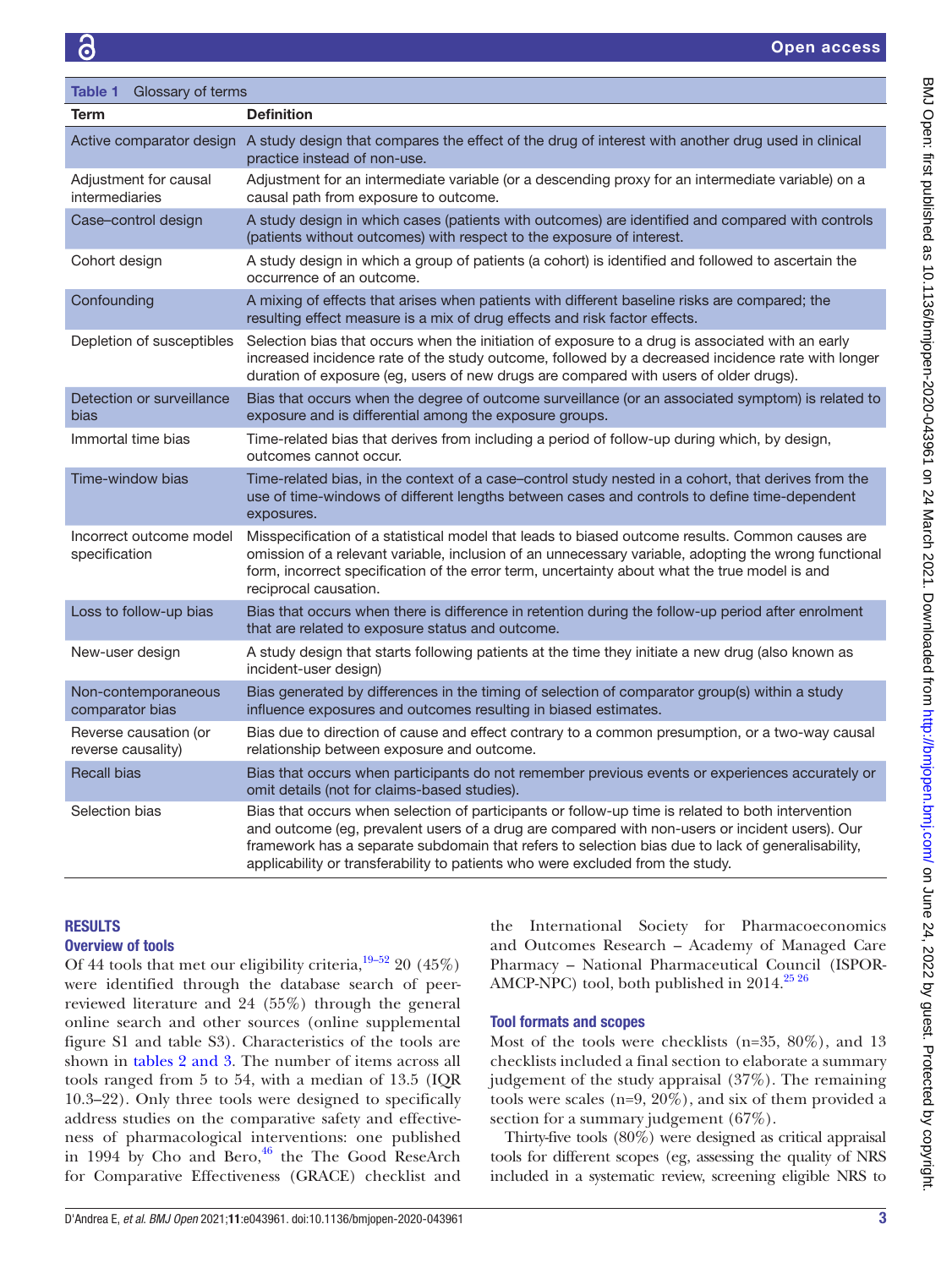**Table 1** Glossary of terms

| Term | Definition |
|---|---|
| Active comparator design | A study design that compares the effect of the drug of interest with another drug used in clinical practice instead of non-use. |
| Adjustment for causal intermediaries | Adjustment for an intermediate variable (or a descending proxy for an intermediate variable) on a causal path from exposure to outcome. |
| Case–control design | A study design in which cases (patients with outcomes) are identified and compared with controls (patients without outcomes) with respect to the exposure of interest. |
| Cohort design | A study design in which a group of patients (a cohort) is identified and followed to ascertain the occurrence of an outcome. |
| Confounding | A mixing of effects that arises when patients with different baseline risks are compared; the resulting effect measure is a mix of drug effects and risk factor effects. |
| Depletion of susceptibles | Selection bias that occurs when the initiation of exposure to a drug is associated with an early increased incidence rate of the study outcome, followed by a decreased incidence rate with longer duration of exposure (eg, users of new drugs are compared with users of older drugs). |
| Detection or surveillance bias | Bias that occurs when the degree of outcome surveillance (or an associated symptom) is related to exposure and is differential among the exposure groups. |
| Immortal time bias | Time-related bias that derives from including a period of follow-up during which, by design, outcomes cannot occur. |
| Time-window bias | Time-related bias, in the context of a case–control study nested in a cohort, that derives from the use of time-windows of different lengths between cases and controls to define time-dependent exposures. |
| Incorrect outcome model specification | Misspecification of a statistical model that leads to biased outcome results. Common causes are omission of a relevant variable, inclusion of an unnecessary variable, adopting the wrong functional form, incorrect specification of the error term, uncertainty about what the true model is and reciprocal causation. |
| Loss to follow-up bias | Bias that occurs when there is difference in retention during the follow-up period after enrolment that are related to exposure status and outcome. |
| New-user design | A study design that starts following patients at the time they initiate a new drug (also known as incident-user design) |
| Non-contemporaneous comparator bias | Bias generated by differences in the timing of selection of comparator group(s) within a study influence exposures and outcomes resulting in biased estimates. |
| Reverse causation (or reverse causality) | Bias due to direction of cause and effect contrary to a common presumption, or a two-way causal relationship between exposure and outcome. |
| Recall bias | Bias that occurs when participants do not remember previous events or experiences accurately or omit details (not for claims-based studies). |
| Selection bias | Bias that occurs when selection of participants or follow-up time is related to both intervention and outcome (eg, prevalent users of a drug are compared with non-users or incident users). Our framework has a separate subdomain that refers to selection bias due to lack of generalisability, applicability or transferability to patients who were excluded from the study. |

## RESULTS

### Overview of tools

Of 44 tools that met our eligibility criteria,[19–52] 20 (45%) were identified through the database search of peer-reviewed literature and 24 (55%) through the general online search and other sources (online supplemental figure S1 and table S3). Characteristics of the tools are shown in tables 2 and 3. The number of items across all tools ranged from 5 to 54, with a median of 13.5 (IQR 10.3–22). Only three tools were designed to specifically address studies on the comparative safety and effectiveness of pharmacological interventions: one published in 1994 by Cho and Bero,[46] the The Good ReseArch for Comparative Effectiveness (GRACE) checklist and the International Society for Pharmacoeconomics and Outcomes Research – Academy of Managed Care Pharmacy – National Pharmaceutical Council (ISPOR-AMCP-NPC) tool, both published in 2014.[25 26]

### Tool formats and scopes

Most of the tools were checklists (n=35, 80%), and 13 checklists included a final section to elaborate a summary judgement of the study appraisal (37%). The remaining tools were scales (n=9, 20%), and six of them provided a section for a summary judgement (67%).

Thirty-five tools (80%) were designed as critical appraisal tools for different scopes (eg, assessing the quality of NRS included in a systematic review, screening eligible NRS to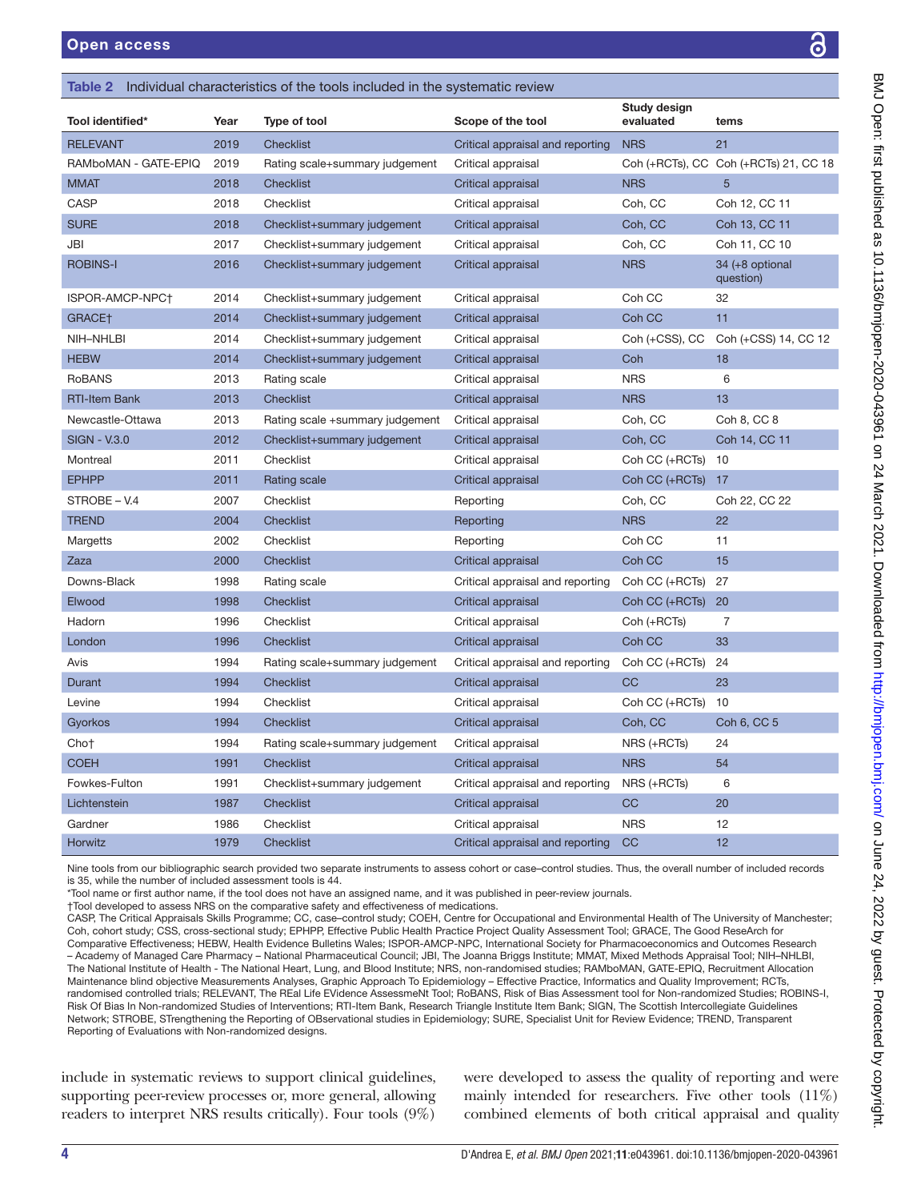**Table 2** Individual characteristics of the tools included in the systematic review

| Tool identified* | Year | Type of tool | Scope of the tool | Study design evaluated | tems |
|---|---|---|---|---|---|
| RELEVANT | 2019 | Checklist | Critical appraisal and reporting | NRS | 21 |
| RAMboMAN - GATE-EPIQ | 2019 | Rating scale+summary judgement | Critical appraisal | Coh (+RCTs), CC | Coh (+RCTs) 21, CC 18 |
| MMAT | 2018 | Checklist | Critical appraisal | NRS | 5 |
| CASP | 2018 | Checklist | Critical appraisal | Coh, CC | Coh 12, CC 11 |
| SURE | 2018 | Checklist+summary judgement | Critical appraisal | Coh, CC | Coh 13, CC 11 |
| JBI | 2017 | Checklist+summary judgement | Critical appraisal | Coh, CC | Coh 11, CC 10 |
| ROBINS-I | 2016 | Checklist+summary judgement | Critical appraisal | NRS | 34 (+8 optional question) |
| ISPOR-AMCP-NPC† | 2014 | Checklist+summary judgement | Critical appraisal | Coh CC | 32 |
| GRACE† | 2014 | Checklist+summary judgement | Critical appraisal | Coh CC | 11 |
| NIH–NHLBI | 2014 | Checklist+summary judgement | Critical appraisal | Coh (+CSS), CC | Coh (+CSS) 14, CC 12 |
| HEBW | 2014 | Checklist+summary judgement | Critical appraisal | Coh | 18 |
| RoBANS | 2013 | Rating scale | Critical appraisal | NRS | 6 |
| RTI-Item Bank | 2013 | Checklist | Critical appraisal | NRS | 13 |
| Newcastle-Ottawa | 2013 | Rating scale +summary judgement | Critical appraisal | Coh, CC | Coh 8, CC 8 |
| SIGN - V.3.0 | 2012 | Checklist+summary judgement | Critical appraisal | Coh, CC | Coh 14, CC 11 |
| Montreal | 2011 | Checklist | Critical appraisal | Coh CC (+RCTs) | 10 |
| EPHPP | 2011 | Rating scale | Critical appraisal | Coh CC (+RCTs) | 17 |
| STROBE – V.4 | 2007 | Checklist | Reporting | Coh, CC | Coh 22, CC 22 |
| TREND | 2004 | Checklist | Reporting | NRS | 22 |
| Margetts | 2002 | Checklist | Reporting | Coh CC | 11 |
| Zaza | 2000 | Checklist | Critical appraisal | Coh CC | 15 |
| Downs-Black | 1998 | Rating scale | Critical appraisal and reporting | Coh CC (+RCTs) | 27 |
| Elwood | 1998 | Checklist | Critical appraisal | Coh CC (+RCTs) | 20 |
| Hadorn | 1996 | Checklist | Critical appraisal | Coh (+RCTs) | 7 |
| London | 1996 | Checklist | Critical appraisal | Coh CC | 33 |
| Avis | 1994 | Rating scale+summary judgement | Critical appraisal and reporting | Coh CC (+RCTs) | 24 |
| Durant | 1994 | Checklist | Critical appraisal | CC | 23 |
| Levine | 1994 | Checklist | Critical appraisal | Coh CC (+RCTs) | 10 |
| Gyorkos | 1994 | Checklist | Critical appraisal | Coh, CC | Coh 6, CC 5 |
| Cho† | 1994 | Rating scale+summary judgement | Critical appraisal | NRS (+RCTs) | 24 |
| COEH | 1991 | Checklist | Critical appraisal | NRS | 54 |
| Fowkes-Fulton | 1991 | Checklist+summary judgement | Critical appraisal and reporting | NRS (+RCTs) | 6 |
| Lichtenstein | 1987 | Checklist | Critical appraisal | CC | 20 |
| Gardner | 1986 | Checklist | Critical appraisal | NRS | 12 |
| Horwitz | 1979 | Checklist | Critical appraisal and reporting | CC | 12 |

Nine tools from our bibliographic search provided two separate instruments to assess cohort or case–control studies. Thus, the overall number of included records is 35, while the number of included assessment tools is 44.

*Tool name or first author name, if the tool does not have an assigned name, and it was published in peer-review journals.

†Tool developed to assess NRS on the comparative safety and effectiveness of medications.

CASP, The Critical Appraisals Skills Programme; CC, case–control study; COEH, Centre for Occupational and Environmental Health of The University of Manchester; Coh, cohort study; CSS, cross-sectional study; EPHPP, Effective Public Health Practice Project Quality Assessment Tool; GRACE, The Good ReseArch for Comparative Effectiveness; HEBW, Health Evidence Bulletins Wales; ISPOR-AMCP-NPC, International Society for Pharmacoeconomics and Outcomes Research – Academy of Managed Care Pharmacy – National Pharmaceutical Council; JBI, The Joanna Briggs Institute; MMAT, Mixed Methods Appraisal Tool; NIH–NHLBI, The National Institute of Health - The National Heart, Lung, and Blood Institute; NRS, non-randomised studies; RAMboMAN, GATE-EPIQ, Recruitment Allocation Maintenance blind objective Measurements Analyses, Graphic Approach To Epidemiology – Effective Practice, Informatics and Quality Improvement; RCTs, randomised controlled trials; RELEVANT, The REal Life EVidence AssessmeNt Tool; RoBANS, Risk of Bias Assessment tool for Non-randomized Studies; ROBINS-I, Risk Of Bias In Non-randomized Studies of Interventions; RTI-Item Bank, Research Triangle Institute Item Bank; SIGN, The Scottish Intercollegiate Guidelines Network; STROBE, STrengthening the Reporting of OBservational studies in Epidemiology; SURE, Specialist Unit for Review Evidence; TREND, Transparent Reporting of Evaluations with Non-randomized designs.

include in systematic reviews to support clinical guidelines, supporting peer-review processes or, more general, allowing readers to interpret NRS results critically). Four tools (9%) were developed to assess the quality of reporting and were mainly intended for researchers. Five other tools (11%) combined elements of both critical appraisal and quality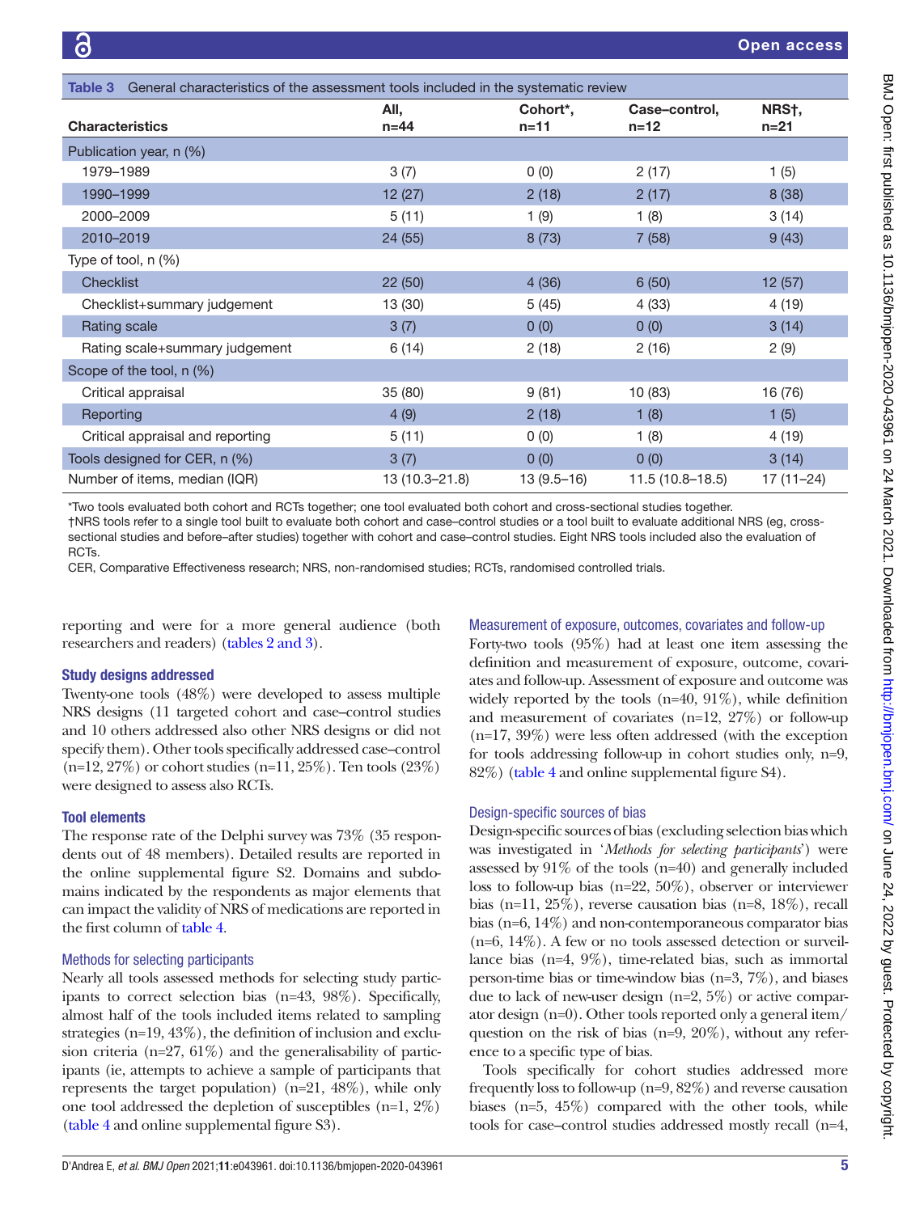Table 3 General characteristics of the assessment tools included in the systematic review

| Characteristics | All, n=44 | Cohort*, n=11 | Case–control, n=12 | NRS†, n=21 |
|---|---|---|---|---|
| Publication year, n (%) | | | | |
| 1979–1989 | 3 (7) | 0 (0) | 2 (17) | 1 (5) |
| 1990–1999 | 12 (27) | 2 (18) | 2 (17) | 8 (38) |
| 2000–2009 | 5 (11) | 1 (9) | 1 (8) | 3 (14) |
| 2010–2019 | 24 (55) | 8 (73) | 7 (58) | 9 (43) |
| Type of tool, n (%) | | | | |
| Checklist | 22 (50) | 4 (36) | 6 (50) | 12 (57) |
| Checklist+summary judgement | 13 (30) | 5 (45) | 4 (33) | 4 (19) |
| Rating scale | 3 (7) | 0 (0) | 0 (0) | 3 (14) |
| Rating scale+summary judgement | 6 (14) | 2 (18) | 2 (16) | 2 (9) |
| Scope of the tool, n (%) | | | | |
| Critical appraisal | 35 (80) | 9 (81) | 10 (83) | 16 (76) |
| Reporting | 4 (9) | 2 (18) | 1 (8) | 1 (5) |
| Critical appraisal and reporting | 5 (11) | 0 (0) | 1 (8) | 4 (19) |
| Tools designed for CER, n (%) | 3 (7) | 0 (0) | 0 (0) | 3 (14) |
| Number of items, median (IQR) | 13 (10.3–21.8) | 13 (9.5–16) | 11.5 (10.8–18.5) | 17 (11–24) |

*Two tools evaluated both cohort and RCTs together; one tool evaluated both cohort and cross-sectional studies together.
†NRS tools refer to a single tool built to evaluate both cohort and case–control studies or a tool built to evaluate additional NRS (eg, cross-sectional studies and before–after studies) together with cohort and case–control studies. Eight NRS tools included also the evaluation of RCTs.
CER, Comparative Effectiveness research; NRS, non-randomised studies; RCTs, randomised controlled trials.

reporting and were for a more general audience (both researchers and readers) (tables 2 and 3).

### Study designs addressed

Twenty-one tools (48%) were developed to assess multiple NRS designs (11 targeted cohort and case–control studies and 10 others addressed also other NRS designs or did not specify them). Other tools specifically addressed case–control (n=12, 27%) or cohort studies (n=11, 25%). Ten tools (23%) were designed to assess also RCTs.

### Tool elements

The response rate of the Delphi survey was 73% (35 respondents out of 48 members). Detailed results are reported in the online supplemental figure S2. Domains and subdomains indicated by the respondents as major elements that can impact the validity of NRS of medications are reported in the first column of table 4.

#### Methods for selecting participants

Nearly all tools assessed methods for selecting study participants to correct selection bias (n=43, 98%). Specifically, almost half of the tools included items related to sampling strategies (n=19, 43%), the definition of inclusion and exclusion criteria (n=27, 61%) and the generalisability of participants (ie, attempts to achieve a sample of participants that represents the target population) (n=21, 48%), while only one tool addressed the depletion of susceptibles (n=1, 2%) (table 4 and online supplemental figure S3).

#### Measurement of exposure, outcomes, covariates and follow-up

Forty-two tools (95%) had at least one item assessing the definition and measurement of exposure, outcome, covariates and follow-up. Assessment of exposure and outcome was widely reported by the tools (n=40, 91%), while definition and measurement of covariates (n=12, 27%) or follow-up (n=17, 39%) were less often addressed (with the exception for tools addressing follow-up in cohort studies only, n=9, 82%) (table 4 and online supplemental figure S4).

#### Design-specific sources of bias

Design-specific sources of bias (excluding selection bias which was investigated in '*Methods for selecting participants*') were assessed by 91% of the tools (n=40) and generally included loss to follow-up bias (n=22, 50%), observer or interviewer bias (n=11, 25%), reverse causation bias (n=8, 18%), recall bias (n=6, 14%) and non-contemporaneous comparator bias (n=6, 14%). A few or no tools assessed detection or surveillance bias (n=4, 9%), time-related bias, such as immortal person-time bias or time-window bias (n=3, 7%), and biases due to lack of new-user design (n=2, 5%) or active comparator design (n=0). Other tools reported only a general item/question on the risk of bias (n=9, 20%), without any reference to a specific type of bias.

Tools specifically for cohort studies addressed more frequently loss to follow-up (n=9, 82%) and reverse causation biases (n=5, 45%) compared with the other tools, while tools for case–control studies addressed mostly recall (n=4,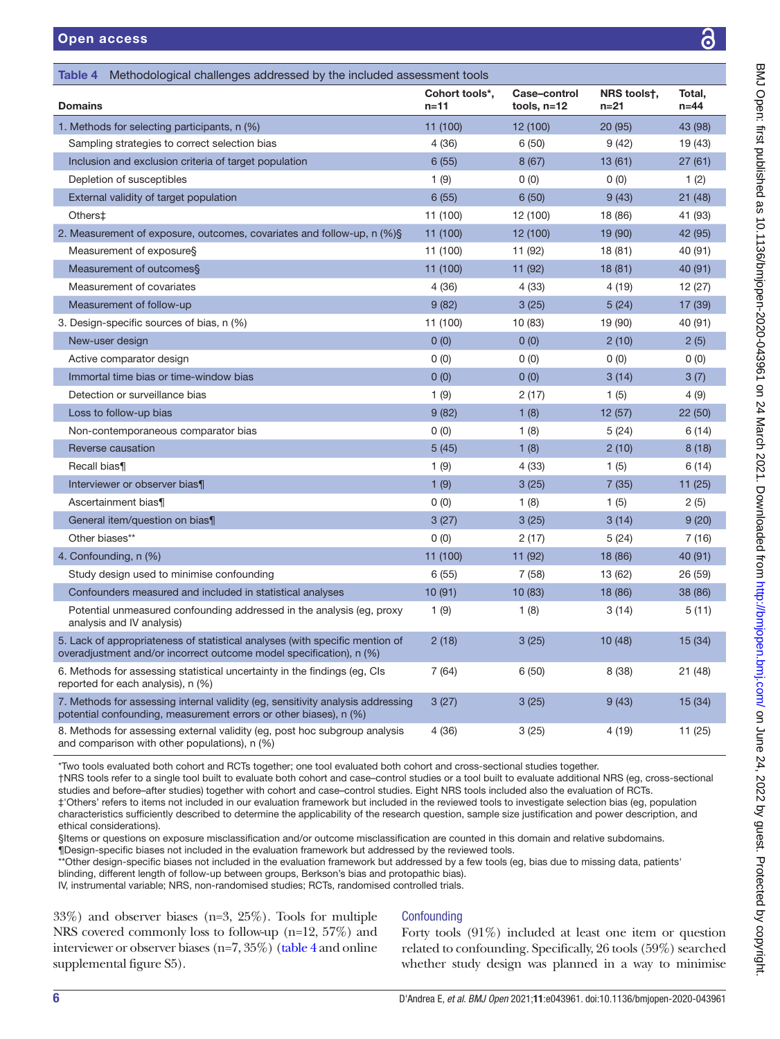**Table 4** Methodological challenges addressed by the included assessment tools

| Domains | Cohort tools*, n=11 | Case–control tools, n=12 | NRS tools†, n=21 | Total, n=44 |
|---|---|---|---|---|
| 1. Methods for selecting participants, n (%) | 11 (100) | 12 (100) | 20 (95) | 43 (98) |
| Sampling strategies to correct selection bias | 4 (36) | 6 (50) | 9 (42) | 19 (43) |
| Inclusion and exclusion criteria of target population | 6 (55) | 8 (67) | 13 (61) | 27 (61) |
| Depletion of susceptibles | 1 (9) | 0 (0) | 0 (0) | 1 (2) |
| External validity of target population | 6 (55) | 6 (50) | 9 (43) | 21 (48) |
| Others‡ | 11 (100) | 12 (100) | 18 (86) | 41 (93) |
| 2. Measurement of exposure, outcomes, covariates and follow-up, n (%)§ | 11 (100) | 12 (100) | 19 (90) | 42 (95) |
| Measurement of exposure§ | 11 (100) | 11 (92) | 18 (81) | 40 (91) |
| Measurement of outcomes§ | 11 (100) | 11 (92) | 18 (81) | 40 (91) |
| Measurement of covariates | 4 (36) | 4 (33) | 4 (19) | 12 (27) |
| Measurement of follow-up | 9 (82) | 3 (25) | 5 (24) | 17 (39) |
| 3. Design-specific sources of bias, n (%) | 11 (100) | 10 (83) | 19 (90) | 40 (91) |
| New-user design | 0 (0) | 0 (0) | 2 (10) | 2 (5) |
| Active comparator design | 0 (0) | 0 (0) | 0 (0) | 0 (0) |
| Immortal time bias or time-window bias | 0 (0) | 0 (0) | 3 (14) | 3 (7) |
| Detection or surveillance bias | 1 (9) | 2 (17) | 1 (5) | 4 (9) |
| Loss to follow-up bias | 9 (82) | 1 (8) | 12 (57) | 22 (50) |
| Non-contemporaneous comparator bias | 0 (0) | 1 (8) | 5 (24) | 6 (14) |
| Reverse causation | 5 (45) | 1 (8) | 2 (10) | 8 (18) |
| Recall bias¶ | 1 (9) | 4 (33) | 1 (5) | 6 (14) |
| Interviewer or observer bias¶ | 1 (9) | 3 (25) | 7 (35) | 11 (25) |
| Ascertainment bias¶ | 0 (0) | 1 (8) | 1 (5) | 2 (5) |
| General item/question on bias¶ | 3 (27) | 3 (25) | 3 (14) | 9 (20) |
| Other biases** | 0 (0) | 2 (17) | 5 (24) | 7 (16) |
| 4. Confounding, n (%) | 11 (100) | 11 (92) | 18 (86) | 40 (91) |
| Study design used to minimise confounding | 6 (55) | 7 (58) | 13 (62) | 26 (59) |
| Confounders measured and included in statistical analyses | 10 (91) | 10 (83) | 18 (86) | 38 (86) |
| Potential unmeasured confounding addressed in the analysis (eg, proxy analysis and IV analysis) | 1 (9) | 1 (8) | 3 (14) | 5 (11) |
| 5. Lack of appropriateness of statistical analyses (with specific mention of overadjustment and/or incorrect outcome model specification), n (%) | 2 (18) | 3 (25) | 10 (48) | 15 (34) |
| 6. Methods for assessing statistical uncertainty in the findings (eg, CIs reported for each analysis), n (%) | 7 (64) | 6 (50) | 8 (38) | 21 (48) |
| 7. Methods for assessing internal validity (eg, sensitivity analysis addressing potential confounding, measurement errors or other biases), n (%) | 3 (27) | 3 (25) | 9 (43) | 15 (34) |
| 8. Methods for assessing external validity (eg, post hoc subgroup analysis and comparison with other populations), n (%) | 4 (36) | 3 (25) | 4 (19) | 11 (25) |

*Two tools evaluated both cohort and RCTs together; one tool evaluated both cohort and cross-sectional studies together.
†NRS tools refer to a single tool built to evaluate both cohort and case–control studies or a tool built to evaluate additional NRS (eg, cross-sectional studies and before–after studies) together with cohort and case–control studies. Eight NRS tools included also the evaluation of RCTs.
‡'Others' refers to items not included in our evaluation framework but included in the reviewed tools to investigate selection bias (eg, population characteristics sufficiently described to determine the applicability of the research question, sample size justification and power description, and ethical considerations).
§Items or questions on exposure misclassification and/or outcome misclassification are counted in this domain and relative subdomains.
¶Design-specific biases not included in the evaluation framework but addressed by the reviewed tools.
**Other design-specific biases not included in the evaluation framework but addressed by a few tools (eg, bias due to missing data, patients' blinding, different length of follow-up between groups, Berkson's bias and protopathic bias).
IV, instrumental variable; NRS, non-randomised studies; RCTs, randomised controlled trials.

33%) and observer biases (n=3, 25%). Tools for multiple NRS covered commonly loss to follow-up (n=12, 57%) and interviewer or observer biases (n=7, 35%) (table 4 and online supplemental figure S5).

### Confounding

Forty tools (91%) included at least one item or question related to confounding. Specifically, 26 tools (59%) searched whether study design was planned in a way to minimise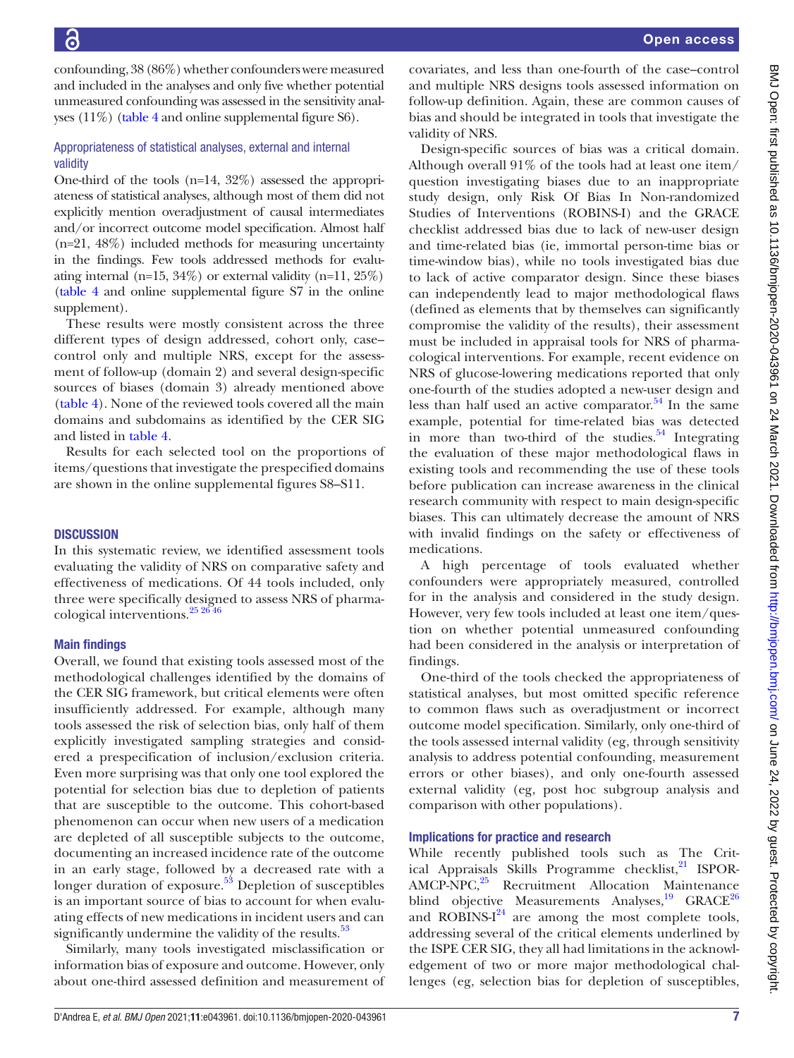confounding, 38 (86%) whether confounders were measured and included in the analyses and only five whether potential unmeasured confounding was assessed in the sensitivity analyses (11%) (table 4 and online supplemental figure S6).

### Appropriateness of statistical analyses, external and internal validity

One-third of the tools (n=14, 32%) assessed the appropriateness of statistical analyses, although most of them did not explicitly mention overadjustment of causal intermediates and/or incorrect outcome model specification. Almost half (n=21, 48%) included methods for measuring uncertainty in the findings. Few tools addressed methods for evaluating internal (n=15, 34%) or external validity (n=11, 25%) (table 4 and online supplemental figure S7 in the online supplement).

These results were mostly consistent across the three different types of design addressed, cohort only, case–control only and multiple NRS, except for the assessment of follow-up (domain 2) and several design-specific sources of biases (domain 3) already mentioned above (table 4). None of the reviewed tools covered all the main domains and subdomains as identified by the CER SIG and listed in table 4.

Results for each selected tool on the proportions of items/questions that investigate the prespecified domains are shown in the online supplemental figures S8–S11.

## DISCUSSION

In this systematic review, we identified assessment tools evaluating the validity of NRS on comparative safety and effectiveness of medications. Of 44 tools included, only three were specifically designed to assess NRS of pharmacological interventions.[25 26 46]

### Main findings

Overall, we found that existing tools assessed most of the methodological challenges identified by the domains of the CER SIG framework, but critical elements were often insufficiently addressed. For example, although many tools assessed the risk of selection bias, only half of them explicitly investigated sampling strategies and considered a prespecification of inclusion/exclusion criteria. Even more surprising was that only one tool explored the potential for selection bias due to depletion of patients that are susceptible to the outcome. This cohort-based phenomenon can occur when new users of a medication are depleted of all susceptible subjects to the outcome, documenting an increased incidence rate of the outcome in an early stage, followed by a decreased rate with a longer duration of exposure.[53] Depletion of susceptibles is an important source of bias to account for when evaluating effects of new medications in incident users and can significantly undermine the validity of the results.[53]

Similarly, many tools investigated misclassification or information bias of exposure and outcome. However, only about one-third assessed definition and measurement of covariates, and less than one-fourth of the case–control and multiple NRS designs tools assessed information on follow-up definition. Again, these are common causes of bias and should be integrated in tools that investigate the validity of NRS.

Design-specific sources of bias was a critical domain. Although overall 91% of the tools had at least one item/question investigating biases due to an inappropriate study design, only Risk Of Bias In Non-randomized Studies of Interventions (ROBINS-I) and the GRACE checklist addressed bias due to lack of new-user design and time-related bias (ie, immortal person-time bias or time-window bias), while no tools investigated bias due to lack of active comparator design. Since these biases can independently lead to major methodological flaws (defined as elements that by themselves can significantly compromise the validity of the results), their assessment must be included in appraisal tools for NRS of pharmacological interventions. For example, recent evidence on NRS of glucose-lowering medications reported that only one-fourth of the studies adopted a new-user design and less than half used an active comparator.[54] In the same example, potential for time-related bias was detected in more than two-third of the studies.[54] Integrating the evaluation of these major methodological flaws in existing tools and recommending the use of these tools before publication can increase awareness in the clinical research community with respect to main design-specific biases. This can ultimately decrease the amount of NRS with invalid findings on the safety or effectiveness of medications.

A high percentage of tools evaluated whether confounders were appropriately measured, controlled for in the analysis and considered in the study design. However, very few tools included at least one item/question on whether potential unmeasured confounding had been considered in the analysis or interpretation of findings.

One-third of the tools checked the appropriateness of statistical analyses, but most omitted specific reference to common flaws such as overadjustment or incorrect outcome model specification. Similarly, only one-third of the tools assessed internal validity (eg, through sensitivity analysis to address potential confounding, measurement errors or other biases), and only one-fourth assessed external validity (eg, post hoc subgroup analysis and comparison with other populations).

### Implications for practice and research

While recently published tools such as The Critical Appraisals Skills Programme checklist,[21] ISPOR-AMCP-NPC,[25] Recruitment Allocation Maintenance blind objective Measurements Analyses,[19] GRACE[26] and ROBINS-I[24] are among the most complete tools, addressing several of the critical elements underlined by the ISPE CER SIG, they all had limitations in the acknowledgement of two or more major methodological challenges (eg, selection bias for depletion of susceptibles,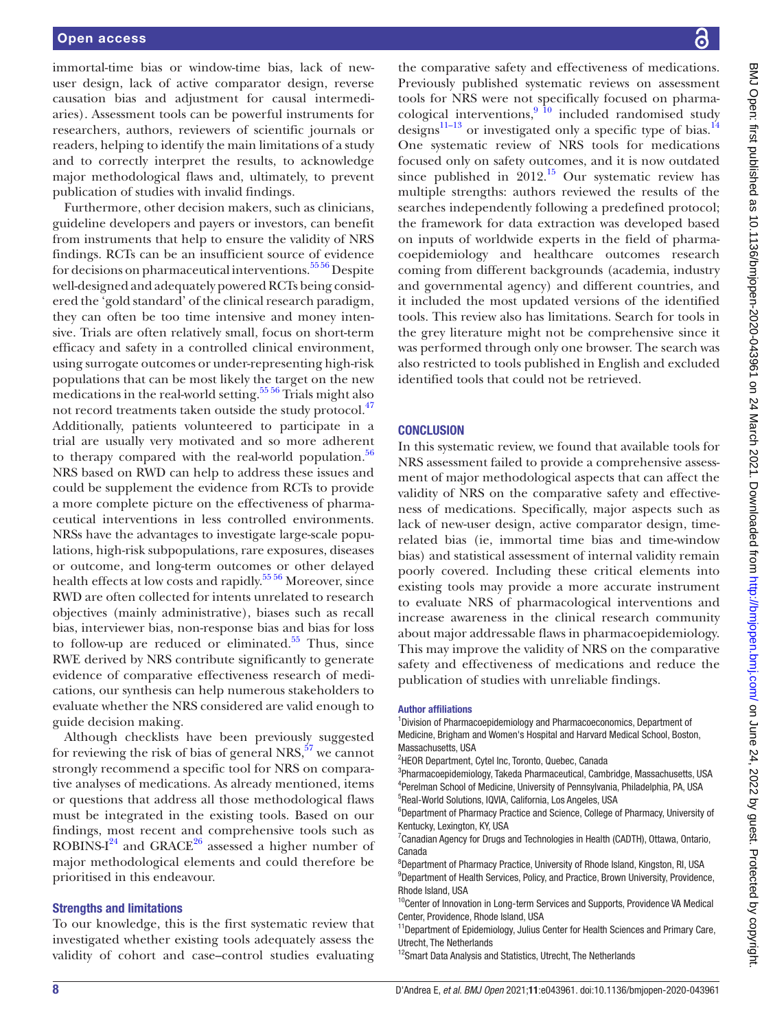immortal-time bias or window-time bias, lack of new-user design, lack of active comparator design, reverse causation bias and adjustment for causal intermediaries). Assessment tools can be powerful instruments for researchers, authors, reviewers of scientific journals or readers, helping to identify the main limitations of a study and to correctly interpret the results, to acknowledge major methodological flaws and, ultimately, to prevent publication of studies with invalid findings.

Furthermore, other decision makers, such as clinicians, guideline developers and payers or investors, can benefit from instruments that help to ensure the validity of NRS findings. RCTs can be an insufficient source of evidence for decisions on pharmaceutical interventions.[55 56] Despite well-designed and adequately powered RCTs being considered the 'gold standard' of the clinical research paradigm, they can often be too time intensive and money intensive. Trials are often relatively small, focus on short-term efficacy and safety in a controlled clinical environment, using surrogate outcomes or under-representing high-risk populations that can be most likely the target on the new medications in the real-world setting.[55 56] Trials might also not record treatments taken outside the study protocol.[47] Additionally, patients volunteered to participate in a trial are usually very motivated and so more adherent to therapy compared with the real-world population.[56] NRS based on RWD can help to address these issues and could be supplement the evidence from RCTs to provide a more complete picture on the effectiveness of pharmaceutical interventions in less controlled environments. NRSs have the advantages to investigate large-scale populations, high-risk subpopulations, rare exposures, diseases or outcome, and long-term outcomes or other delayed health effects at low costs and rapidly.[55 56] Moreover, since RWD are often collected for intents unrelated to research objectives (mainly administrative), biases such as recall bias, interviewer bias, non-response bias and bias for loss to follow-up are reduced or eliminated.[55] Thus, since RWE derived by NRS contribute significantly to generate evidence of comparative effectiveness research of medications, our synthesis can help numerous stakeholders to evaluate whether the NRS considered are valid enough to guide decision making.

Although checklists have been previously suggested for reviewing the risk of bias of general NRS,[57] we cannot strongly recommend a specific tool for NRS on comparative analyses of medications. As already mentioned, items or questions that address all those methodological flaws must be integrated in the existing tools. Based on our findings, most recent and comprehensive tools such as ROBINS-I[24] and GRACE[26] assessed a higher number of major methodological elements and could therefore be prioritised in this endeavour.

## Strengths and limitations

To our knowledge, this is the first systematic review that investigated whether existing tools adequately assess the validity of cohort and case–control studies evaluating the comparative safety and effectiveness of medications. Previously published systematic reviews on assessment tools for NRS were not specifically focused on pharmacological interventions,[9 10] included randomised study designs[11–13] or investigated only a specific type of bias.[14] One systematic review of NRS tools for medications focused only on safety outcomes, and it is now outdated since published in 2012.[15] Our systematic review has multiple strengths: authors reviewed the results of the searches independently following a predefined protocol; the framework for data extraction was developed based on inputs of worldwide experts in the field of pharmacoepidemiology and healthcare outcomes research coming from different backgrounds (academia, industry and governmental agency) and different countries, and it included the most updated versions of the identified tools. This review also has limitations. Search for tools in the grey literature might not be comprehensive since it was performed through only one browser. The search was also restricted to tools published in English and excluded identified tools that could not be retrieved.

## CONCLUSION

In this systematic review, we found that available tools for NRS assessment failed to provide a comprehensive assessment of major methodological aspects that can affect the validity of NRS on the comparative safety and effectiveness of medications. Specifically, major aspects such as lack of new-user design, active comparator design, time-related bias (ie, immortal time bias and time-window bias) and statistical assessment of internal validity remain poorly covered. Including these critical elements into existing tools may provide a more accurate instrument to evaluate NRS of pharmacological interventions and increase awareness in the clinical research community about major addressable flaws in pharmacoepidemiology. This may improve the validity of NRS on the comparative safety and effectiveness of medications and reduce the publication of studies with unreliable findings.

#### Author affiliations

[1]Division of Pharmacoepidemiology and Pharmacoeconomics, Department of Medicine, Brigham and Women's Hospital and Harvard Medical School, Boston, Massachusetts, USA
[2]HEOR Department, Cytel Inc, Toronto, Quebec, Canada
[3]Pharmacoepidemiology, Takeda Pharmaceutical, Cambridge, Massachusetts, USA
[4]Perelman School of Medicine, University of Pennsylvania, Philadelphia, PA, USA
[5]Real-World Solutions, IQVIA, California, Los Angeles, USA
[6]Department of Pharmacy Practice and Science, College of Pharmacy, University of Kentucky, Lexington, KY, USA
[7]Canadian Agency for Drugs and Technologies in Health (CADTH), Ottawa, Ontario, Canada
[8]Department of Pharmacy Practice, University of Rhode Island, Kingston, RI, USA
[9]Department of Health Services, Policy, and Practice, Brown University, Providence, Rhode Island, USA
[10]Center of Innovation in Long-term Services and Supports, Providence VA Medical Center, Providence, Rhode Island, USA
[11]Department of Epidemiology, Julius Center for Health Sciences and Primary Care, Utrecht, The Netherlands
[12]Smart Data Analysis and Statistics, Utrecht, The Netherlands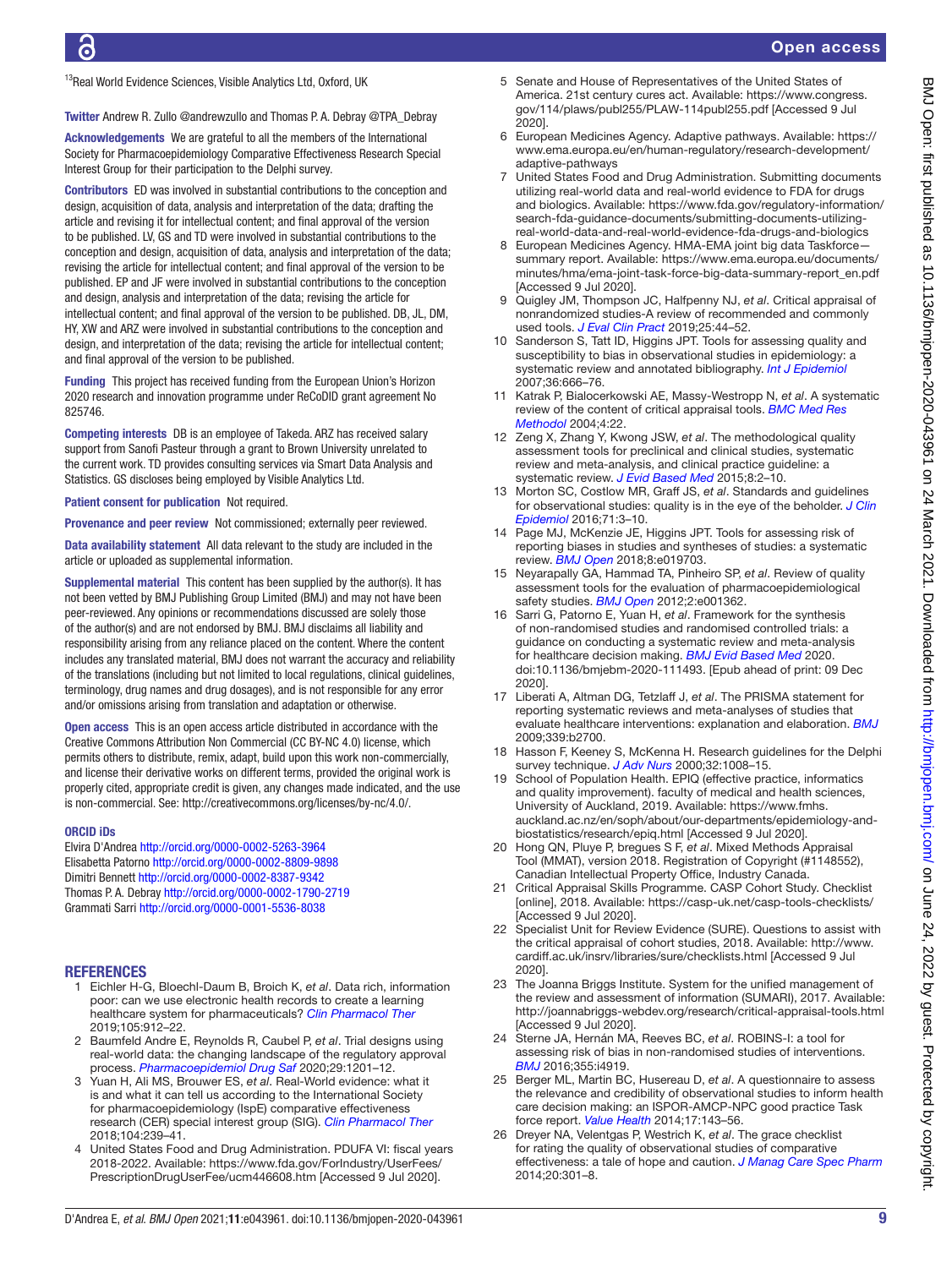[13]Real World Evidence Sciences, Visible Analytics Ltd, Oxford, UK

**Twitter** Andrew R. Zullo @andrewzullo and Thomas P. A. Debray @TPA_Debray

**Acknowledgements** We are grateful to all the members of the International Society for Pharmacoepidemiology Comparative Effectiveness Research Special Interest Group for their participation to the Delphi survey.

**Contributors** ED was involved in substantial contributions to the conception and design, acquisition of data, analysis and interpretation of the data; drafting the article and revising it for intellectual content; and final approval of the version to be published. LV, GS and TD were involved in substantial contributions to the conception and design, acquisition of data, analysis and interpretation of the data; revising the article for intellectual content; and final approval of the version to be published. EP and JF were involved in substantial contributions to the conception and design, analysis and interpretation of the data; revising the article for intellectual content; and final approval of the version to be published. DB, JL, DM, HY, XW and ARZ were involved in substantial contributions to the conception and design, and interpretation of the data; revising the article for intellectual content; and final approval of the version to be published.

**Funding** This project has received funding from the European Union's Horizon 2020 research and innovation programme under ReCoDID grant agreement No 825746.

**Competing interests** DB is an employee of Takeda. ARZ has received salary support from Sanofi Pasteur through a grant to Brown University unrelated to the current work. TD provides consulting services via Smart Data Analysis and Statistics. GS discloses being employed by Visible Analytics Ltd.

**Patient consent for publication** Not required.

**Provenance and peer review** Not commissioned; externally peer reviewed.

**Data availability statement** All data relevant to the study are included in the article or uploaded as supplemental information.

**Supplemental material** This content has been supplied by the author(s). It has not been vetted by BMJ Publishing Group Limited (BMJ) and may not have been peer-reviewed. Any opinions or recommendations discussed are solely those of the author(s) and are not endorsed by BMJ. BMJ disclaims all liability and responsibility arising from any reliance placed on the content. Where the content includes any translated material, BMJ does not warrant the accuracy and reliability of the translations (including but not limited to local regulations, clinical guidelines, terminology, drug names and drug dosages), and is not responsible for any error and/or omissions arising from translation and adaptation or otherwise.

**Open access** This is an open access article distributed in accordance with the Creative Commons Attribution Non Commercial (CC BY-NC 4.0) license, which permits others to distribute, remix, adapt, build upon this work non-commercially, and license their derivative works on different terms, provided the original work is properly cited, appropriate credit is given, any changes made indicated, and the use is non-commercial. See: http://creativecommons.org/licenses/by-nc/4.0/.

**ORCID iDs**

Elvira D'Andrea http://orcid.org/0000-0002-5263-3964
Elisabetta Patorno http://orcid.org/0000-0002-8809-9898
Dimitri Bennett http://orcid.org/0000-0002-8387-9342
Thomas P. A. Debray http://orcid.org/0000-0002-1790-2719
Grammati Sarri http://orcid.org/0000-0001-5536-8038

## REFERENCES

1. Eichler H-G, Bloechl-Daum B, Broich K, *et al*. Data rich, information poor: can we use electronic health records to create a learning healthcare system for pharmaceuticals? *Clin Pharmacol Ther* 2019;105:912–22.
2. Baumfeld Andre E, Reynolds R, Caubel P, *et al*. Trial designs using real-world data: the changing landscape of the regulatory approval process. *Pharmacoepidemiol Drug Saf* 2020;29:1201–12.
3. Yuan H, Ali MS, Brouwer ES, *et al*. Real-World evidence: what it is and what it can tell us according to the International Society for pharmacoepidemiology (IspE) comparative effectiveness research (CER) special interest group (SIG). *Clin Pharmacol Ther* 2018;104:239–41.
4. United States Food and Drug Administration. PDUFA VI: fiscal years 2018-2022. Available: https://www.fda.gov/ForIndustry/UserFees/PrescriptionDrugUserFee/ucm446608.htm [Accessed 9 Jul 2020].
5. Senate and House of Representatives of the United States of America. 21st century cures act. Available: https://www.congress.gov/114/plaws/publ255/PLAW-114publ255.pdf [Accessed 9 Jul 2020].
6. European Medicines Agency. Adaptive pathways. Available: https://www.ema.europa.eu/en/human-regulatory/research-development/adaptive-pathways
7. United States Food and Drug Administration. Submitting documents utilizing real-world data and real-world evidence to FDA for drugs and biologics. Available: https://www.fda.gov/regulatory-information/search-fda-guidance-documents/submitting-documents-utilizing-real-world-data-and-real-world-evidence-fda-drugs-and-biologics
8. European Medicines Agency. HMA-EMA joint big data Taskforce—summary report. Available: https://www.ema.europa.eu/documents/minutes/hma/ema-joint-task-force-big-data-summary-report_en.pdf [Accessed 9 Jul 2020].
9. Quigley JM, Thompson JC, Halfpenny NJ, *et al*. Critical appraisal of nonrandomized studies-A review of recommended and commonly used tools. *J Eval Clin Pract* 2019;25:44–52.
10. Sanderson S, Tatt ID, Higgins JPT. Tools for assessing quality and susceptibility to bias in observational studies in epidemiology: a systematic review and annotated bibliography. *Int J Epidemiol* 2007;36:666–76.
11. Katrak P, Bialocerkowski AE, Massy-Westropp N, *et al*. A systematic review of the content of critical appraisal tools. *BMC Med Res Methodol* 2004;4:22.
12. Zeng X, Zhang Y, Kwong JSW, *et al*. The methodological quality assessment tools for preclinical and clinical studies, systematic review and meta-analysis, and clinical practice guideline: a systematic review. *J Evid Based Med* 2015;8:2–10.
13. Morton SC, Costlow MR, Graff JS, *et al*. Standards and guidelines for observational studies: quality is in the eye of the beholder. *J Clin Epidemiol* 2016;71:3–10.
14. Page MJ, McKenzie JE, Higgins JPT. Tools for assessing risk of reporting biases in studies and syntheses of studies: a systematic review. *BMJ Open* 2018;8:e019703.
15. Neyarapally GA, Hammad TA, Pinheiro SP, *et al*. Review of quality assessment tools for the evaluation of pharmacoepidemiological safety studies. *BMJ Open* 2012;2:e001362.
16. Sarri G, Patorno E, Yuan H, *et al*. Framework for the synthesis of non-randomised studies and randomised controlled trials: a guidance on conducting a systematic review and meta-analysis for healthcare decision making. *BMJ Evid Based Med* 2020. doi:10.1136/bmjebm-2020-111493. [Epub ahead of print: 09 Dec 2020].
17. Liberati A, Altman DG, Tetzlaff J, *et al*. The PRISMA statement for reporting systematic reviews and meta-analyses of studies that evaluate healthcare interventions: explanation and elaboration. *BMJ* 2009;339:b2700.
18. Hasson F, Keeney S, McKenna H. Research guidelines for the Delphi survey technique. *J Adv Nurs* 2000;32:1008–15.
19. School of Population Health. EPIQ (effective practice, informatics and quality improvement). faculty of medical and health sciences, University of Auckland, 2019. Available: https://www.fmhs.auckland.ac.nz/en/soph/about/our-departments/epidemiology-and-biostatistics/research/epiq.html [Accessed 9 Jul 2020].
20. Hong QN, Pluye P, bregues S F, *et al*. Mixed Methods Appraisal Tool (MMAT), version 2018. Registration of Copyright (#1148552), Canadian Intellectual Property Office, Industry Canada.
21. Critical Appraisal Skills Programme. CASP Cohort Study. Checklist [online], 2018. Available: https://casp-uk.net/casp-tools-checklists/ [Accessed 9 Jul 2020].
22. Specialist Unit for Review Evidence (SURE). Questions to assist with the critical appraisal of cohort studies, 2018. Available: http://www.cardiff.ac.uk/insrv/libraries/sure/checklists.html [Accessed 9 Jul 2020].
23. The Joanna Briggs Institute. System for the unified management of the review and assessment of information (SUMARI), 2017. Available: http://joannabriggs-webdev.org/research/critical-appraisal-tools.html [Accessed 9 Jul 2020].
24. Sterne JA, Hernán MA, Reeves BC, *et al*. ROBINS-I: a tool for assessing risk of bias in non-randomised studies of interventions. *BMJ* 2016;355:i4919.
25. Berger ML, Martin BC, Husereau D, *et al*. A questionnaire to assess the relevance and credibility of observational studies to inform health care decision making: an ISPOR-AMCP-NPC good practice Task force report. *Value Health* 2014;17:143–56.
26. Dreyer NA, Velentgas P, Westrich K, *et al*. The grace checklist for rating the quality of observational studies of comparative effectiveness: a tale of hope and caution. *J Manag Care Spec Pharm* 2014;20:301–8.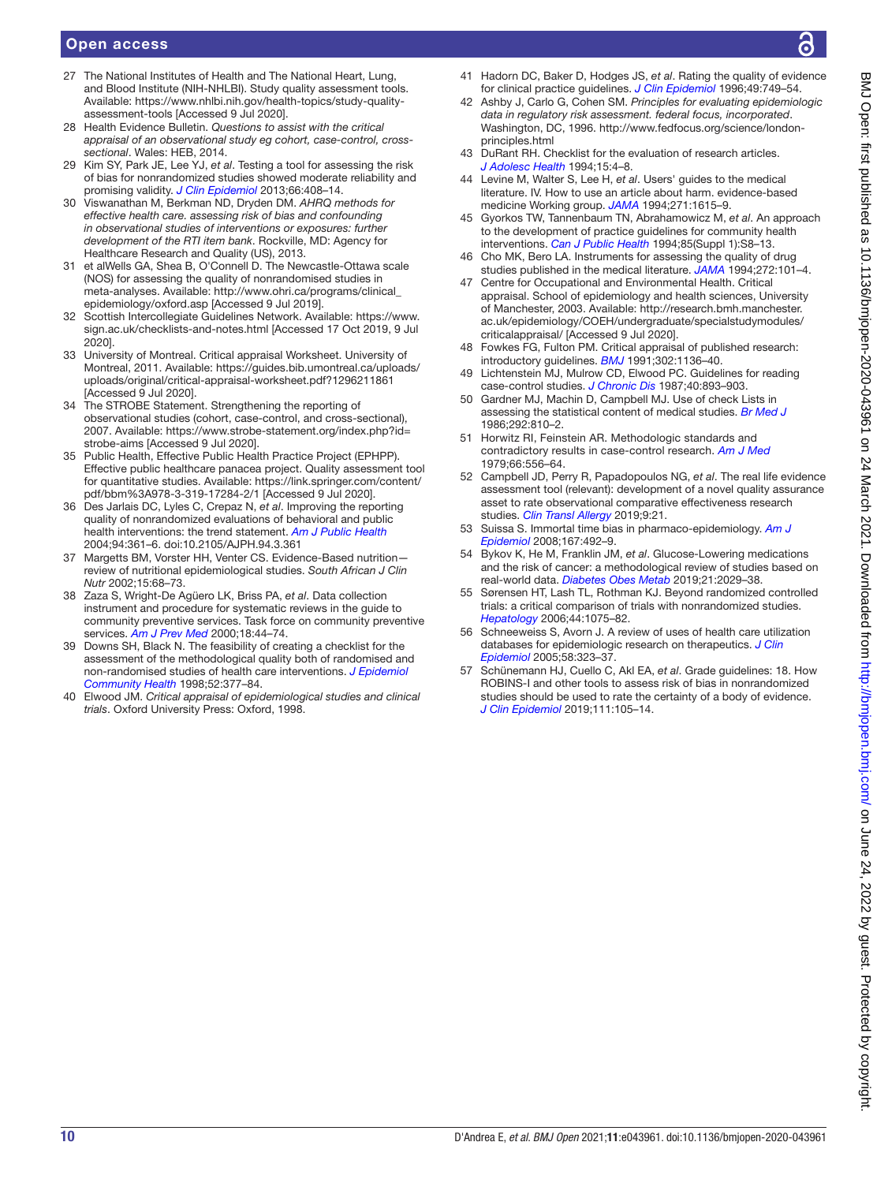27 The National Institutes of Health and The National Heart, Lung, and Blood Institute (NIH-NHLBI). Study quality assessment tools. Available: https://www.nhlbi.nih.gov/health-topics/study-quality-assessment-tools [Accessed 9 Jul 2020].

28 Health Evidence Bulletin. *Questions to assist with the critical appraisal of an observational study eg cohort, case-control, cross-sectional*. Wales: HEB, 2014.

29 Kim SY, Park JE, Lee YJ, *et al*. Testing a tool for assessing the risk of bias for nonrandomized studies showed moderate reliability and promising validity. *J Clin Epidemiol* 2013;66:408–14.

30 Viswanathan M, Berkman ND, Dryden DM. *AHRQ methods for effective health care. assessing risk of bias and confounding in observational studies of interventions or exposures: further development of the RTI item bank*. Rockville, MD: Agency for Healthcare Research and Quality (US), 2013.

31 et alWells GA, Shea B, O'Connell D. The Newcastle-Ottawa scale (NOS) for assessing the quality of nonrandomised studies in meta-analyses. Available: http://www.ohri.ca/programs/clinical_epidemiology/oxford.asp [Accessed 9 Jul 2019].

32 Scottish Intercollegiate Guidelines Network. Available: https://www.sign.ac.uk/checklists-and-notes.html [Accessed 17 Oct 2019, 9 Jul 2020].

33 University of Montreal. Critical appraisal Worksheet. University of Montreal, 2011. Available: https://guides.bib.umontreal.ca/uploads/uploads/original/critical-appraisal-worksheet.pdf?1296211861 [Accessed 9 Jul 2020].

34 The STROBE Statement. Strengthening the reporting of observational studies (cohort, case-control, and cross-sectional), 2007. Available: https://www.strobe-statement.org/index.php?id=strobe-aims [Accessed 9 Jul 2020].

35 Public Health, Effective Public Health Practice Project (EPHPP). Effective public healthcare panacea project. Quality assessment tool for quantitative studies. Available: https://link.springer.com/content/pdf/bbm%3A978-3-319-17284-2/1 [Accessed 9 Jul 2020].

36 Des Jarlais DC, Lyles C, Crepaz N, *et al*. Improving the reporting quality of nonrandomized evaluations of behavioral and public health interventions: the trend statement. *Am J Public Health* 2004;94:361–6. doi:10.2105/AJPH.94.3.361

37 Margetts BM, Vorster HH, Venter CS. Evidence-Based nutrition—review of nutritional epidemiological studies. *South African J Clin Nutr* 2002;15:68–73.

38 Zaza S, Wright-De Agüero LK, Briss PA, *et al*. Data collection instrument and procedure for systematic reviews in the guide to community preventive services. Task force on community preventive services. *Am J Prev Med* 2000;18:44–74.

39 Downs SH, Black N. The feasibility of creating a checklist for the assessment of the methodological quality both of randomised and non-randomised studies of health care interventions. *J Epidemiol Community Health* 1998;52:377–84.

40 Elwood JM. *Critical appraisal of epidemiological studies and clinical trials*. Oxford University Press: Oxford, 1998.

41 Hadorn DC, Baker D, Hodges JS, *et al*. Rating the quality of evidence for clinical practice guidelines. *J Clin Epidemiol* 1996;49:749–54.

42 Ashby J, Carlo G, Cohen SM. *Principles for evaluating epidemiologic data in regulatory risk assessment. federal focus, incorporated*. Washington, DC, 1996. http://www.fedfocus.org/science/london-principles.html

43 DuRant RH. Checklist for the evaluation of research articles. *J Adolesc Health* 1994;15:4–8.

44 Levine M, Walter S, Lee H, *et al*. Users' guides to the medical literature. IV. How to use an article about harm. evidence-based medicine Working group. *JAMA* 1994;271:1615–9.

45 Gyorkos TW, Tannenbaum TN, Abrahamowicz M, *et al*. An approach to the development of practice guidelines for community health interventions. *Can J Public Health* 1994;85(Suppl 1):S8–13.

46 Cho MK, Bero LA. Instruments for assessing the quality of drug studies published in the medical literature. *JAMA* 1994;272:101–4.

47 Centre for Occupational and Environmental Health. Critical appraisal. School of epidemiology and health sciences, University of Manchester, 2003. Available: http://research.bmh.manchester.ac.uk/epidemiology/COEH/undergraduate/specialstudymodules/criticalappraisal/ [Accessed 9 Jul 2020].

48 Fowkes FG, Fulton PM. Critical appraisal of published research: introductory guidelines. *BMJ* 1991;302:1136–40.

49 Lichtenstein MJ, Mulrow CD, Elwood PC. Guidelines for reading case-control studies. *J Chronic Dis* 1987;40:893–903.

50 Gardner MJ, Machin D, Campbell MJ. Use of check Lists in assessing the statistical content of medical studies. *Br Med J* 1986;292:810–2.

51 Horwitz RI, Feinstein AR. Methodologic standards and contradictory results in case-control research. *Am J Med* 1979;66:556–64.

52 Campbell JD, Perry R, Papadopoulos NG, *et al*. The real life evidence assessment tool (relevant): development of a novel quality assurance asset to rate observational comparative effectiveness research studies. *Clin Transl Allergy* 2019;9:21.

53 Suissa S. Immortal time bias in pharmaco-epidemiology. *Am J Epidemiol* 2008;167:492–9.

54 Bykov K, He M, Franklin JM, *et al*. Glucose-Lowering medications and the risk of cancer: a methodological review of studies based on real-world data. *Diabetes Obes Metab* 2019;21:2029–38.

55 Sørensen HT, Lash TL, Rothman KJ. Beyond randomized controlled trials: a critical comparison of trials with nonrandomized studies. *Hepatology* 2006;44:1075–82.

56 Schneeweiss S, Avorn J. A review of uses of health care utilization databases for epidemiologic research on therapeutics. *J Clin Epidemiol* 2005;58:323–37.

57 Schünemann HJ, Cuello C, Akl EA, *et al*. Grade guidelines: 18. How ROBINS-I and other tools to assess risk of bias in nonrandomized studies should be used to rate the certainty of a body of evidence. *J Clin Epidemiol* 2019;111:105–14.